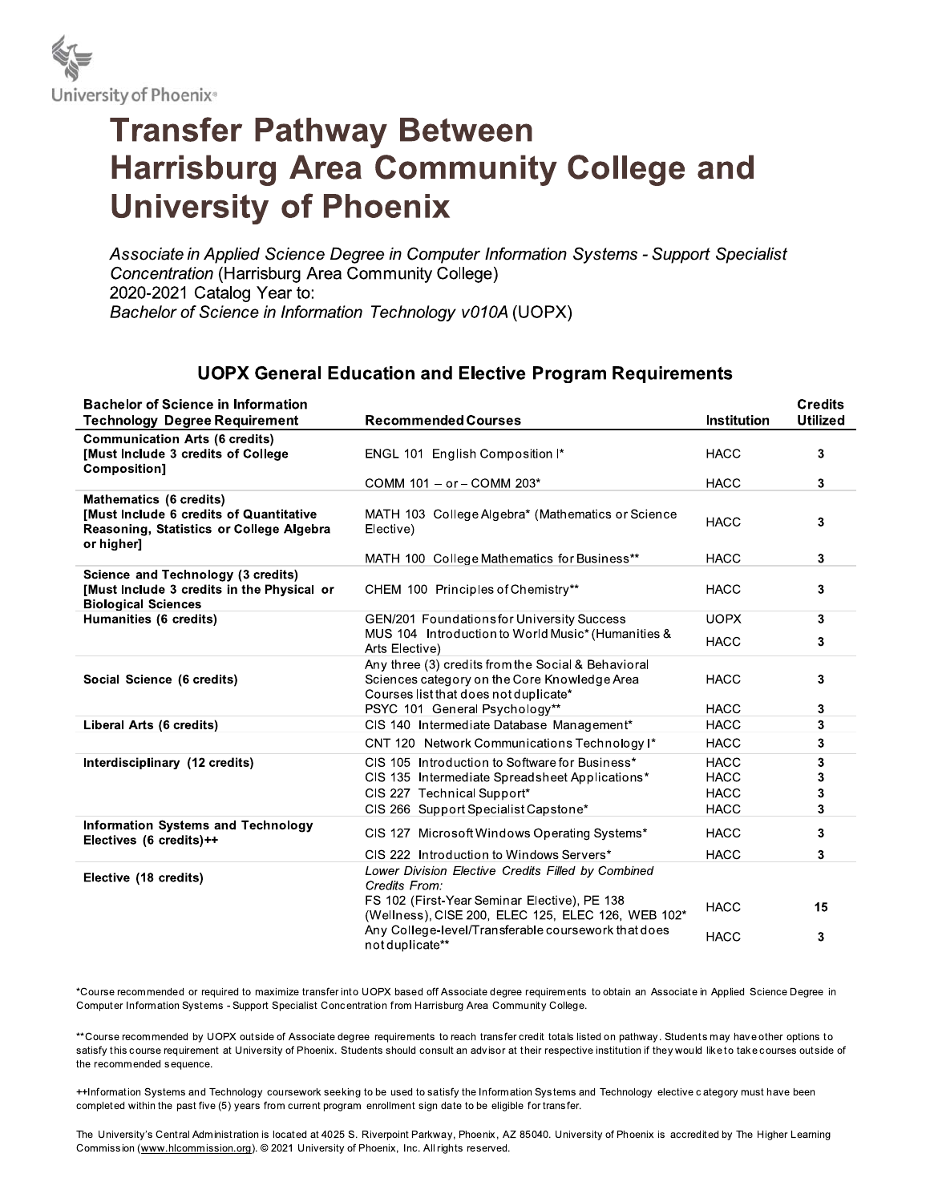University of Phoenix®

# Transfer Pathway Between Harrisburg Area Community College and University of Phoenix

*Associate in Applied Science Degree in Computer Information Systems - Support Specialist Concentration* (Harrisburg Area Community College)
2020-2021 Catalog Year to:
*Bachelor of Science in Information Technology v010A* (UOPX)

## UOPX General Education and Elective Program Requirements

| Bachelor of Science in Information Technology Degree Requirement | Recommended Courses | Institution | Credits Utilized |
|---|---|---|---|
| **Communication Arts (6 credits) [Must Include 3 credits of College Composition]** | ENGL 101 English Composition I* | HACC | 3 |
| | COMM 101 – or – COMM 203* | HACC | 3 |
| **Mathematics (6 credits) [Must Include 6 credits of Quantitative Reasoning, Statistics or College Algebra or higher]** | MATH 103 College Algebra* (Mathematics or Science Elective) | HACC | 3 |
| | MATH 100 College Mathematics for Business** | HACC | 3 |
| **Science and Technology (3 credits) [Must Include 3 credits in the Physical or Biological Sciences** | CHEM 100 Principles of Chemistry** | HACC | 3 |
| **Humanities (6 credits)** | GEN/201 Foundations for University Success | UOPX | 3 |
| | MUS 104 Introduction to World Music* (Humanities & Arts Elective) | HACC | 3 |
| **Social Science (6 credits)** | Any three (3) credits from the Social & Behavioral Sciences category on the Core Knowledge Area Courses list that does not duplicate* | HACC | 3 |
| | PSYC 101 General Psychology** | HACC | 3 |
| **Liberal Arts (6 credits)** | CIS 140 Intermediate Database Management* | HACC | 3 |
| | CNT 120 Network Communications Technology I* | HACC | 3 |
| **Interdisciplinary (12 credits)** | CIS 105 Introduction to Software for Business* | HACC | 3 |
| | CIS 135 Intermediate Spreadsheet Applications* | HACC | 3 |
| | CIS 227 Technical Support* | HACC | 3 |
| | CIS 266 Support Specialist Capstone* | HACC | 3 |
| **Information Systems and Technology Electives (6 credits)++** | CIS 127 Microsoft Windows Operating Systems* | HACC | 3 |
| | CIS 222 Introduction to Windows Servers* | HACC | 3 |
| **Elective (18 credits)** | *Lower Division Elective Credits Filled by Combined Credits From:* FS 102 (First-Year Seminar Elective), PE 138 (Wellness), CISE 200, ELEC 125, ELEC 126, WEB 102* | HACC | 15 |
| | Any College-level/Transferable coursework that does not duplicate** | HACC | 3 |

*Course recommended or required to maximize transfer into UOPX based off Associate degree requirements to obtain an Associate in Applied Science Degree in Computer Information Systems - Support Specialist Concentration from Harrisburg Area Community College.

**Course recommended by UOPX outside of Associate degree requirements to reach transfer credit totals listed on pathway. Students may have other options to satisfy this course requirement at University of Phoenix. Students should consult an advisor at their respective institution if they would like to take courses outside of the recommended sequence.

++Information Systems and Technology coursework seeking to be used to satisfy the Information Systems and Technology elective category must have been completed within the past five (5) years from current program enrollment sign date to be eligible for transfer.

The University's Central Administration is located at 4025 S. Riverpoint Parkway, Phoenix, AZ 85040. University of Phoenix is accredited by The Higher Learning Commission (www.hlcommission.org). © 2021 University of Phoenix, Inc. All rights reserved.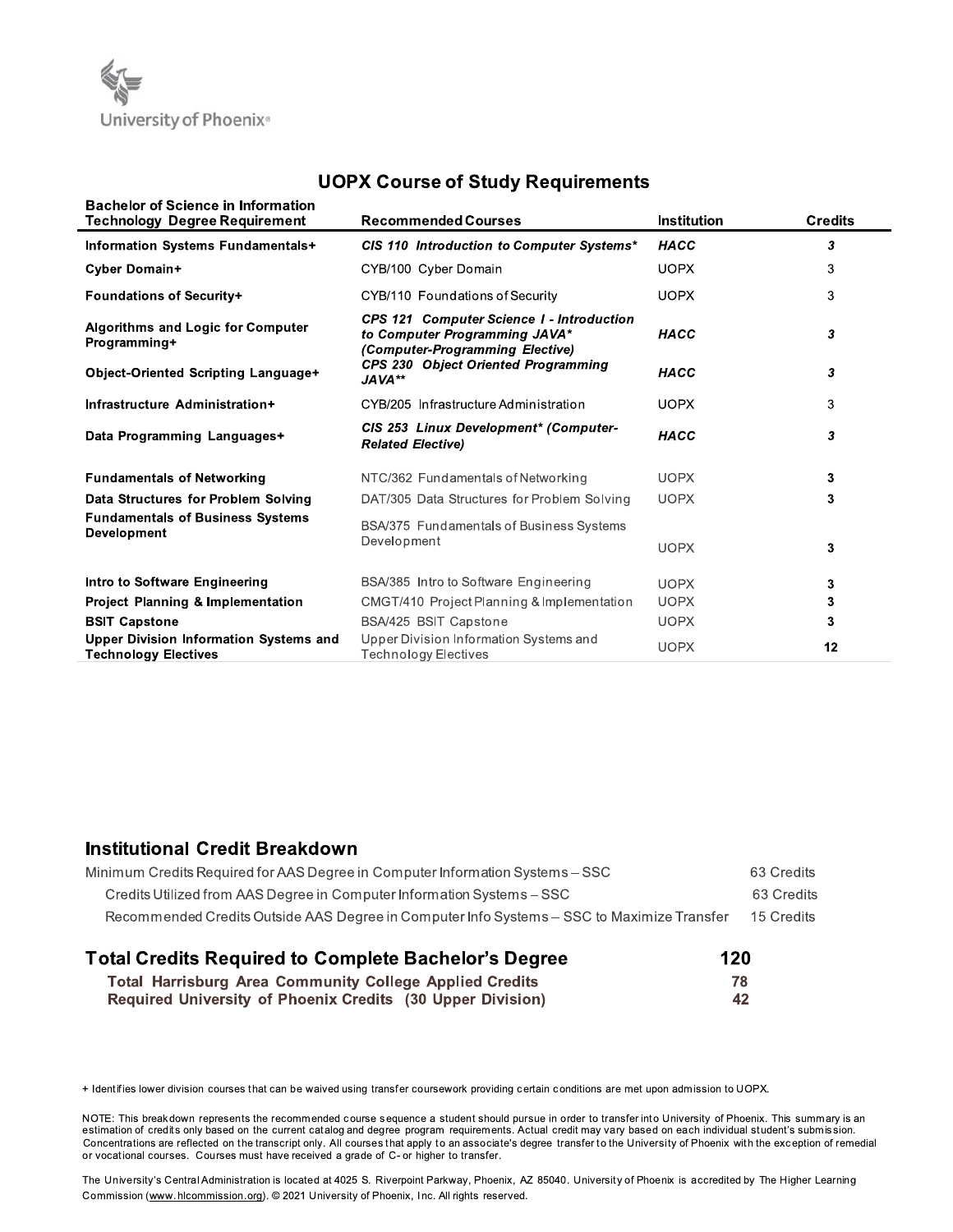University of Phoenix®

## UOPX Course of Study Requirements

| Bachelor of Science in Information Technology Degree Requirement | Recommended Courses | Institution | Credits |
|---|---|---|---|
| **Information Systems Fundamentals+** | ***CIS 110 Introduction to Computer Systems**** | ***HACC*** | ***3*** |
| **Cyber Domain+** | CYB/100 Cyber Domain | UOPX | 3 |
| **Foundations of Security+** | CYB/110 Foundations of Security | UOPX | 3 |
| **Algorithms and Logic for Computer Programming+** | ***CPS 121 Computer Science I - Introduction to Computer Programming JAVA* (Computer-Programming Elective)*** | ***HACC*** | ***3*** |
| **Object-Oriented Scripting Language+** | ***CPS 230 Object Oriented Programming JAVA**** | ***HACC*** | ***3*** |
| **Infrastructure Administration+** | CYB/205 Infrastructure Administration | UOPX | 3 |
| **Data Programming Languages+** | ***CIS 253 Linux Development* (Computer-Related Elective)*** | ***HACC*** | ***3*** |
| **Fundamentals of Networking** | NTC/362 Fundamentals of Networking | UOPX | **3** |
| **Data Structures for Problem Solving** | DAT/305 Data Structures for Problem Solving | UOPX | **3** |
| **Fundamentals of Business Systems Development** | BSA/375 Fundamentals of Business Systems Development | UOPX | **3** |
| **Intro to Software Engineering** | BSA/385 Intro to Software Engineering | UOPX | **3** |
| **Project Planning & Implementation** | CMGT/410 Project Planning & Implementation | UOPX | **3** |
| **BSIT Capstone** | BSA/425 BSIT Capstone | UOPX | **3** |
| **Upper Division Information Systems and Technology Electives** | Upper Division Information Systems and Technology Electives | UOPX | **12** |

## Institutional Credit Breakdown

| | |
|---|---|
| Minimum Credits Required for AAS Degree in Computer Information Systems – SSC | 63 Credits |
| Credits Utilized from AAS Degree in Computer Information Systems – SSC | 63 Credits |
| Recommended Credits Outside AAS Degree in Computer Info Systems – SSC to Maximize Transfer | 15 Credits |

| | |
|---|---|
| **Total Credits Required to Complete Bachelor's Degree** | **120** |
| **Total Harrisburg Area Community College Applied Credits** | **78** |
| **Required University of Phoenix Credits (30 Upper Division)** | **42** |

+ Identifies lower division courses that can be waived using transfer coursework providing certain conditions are met upon admission to UOPX.

NOTE: This breakdown represents the recommended course sequence a student should pursue in order to transfer into University of Phoenix. This summary is an estimation of credits only based on the current catalog and degree program requirements. Actual credit may vary based on each individual student's submission. Concentrations are reflected on the transcript only. All courses that apply to an associate's degree transfer to the University of Phoenix with the exception of remedial or vocational courses. Courses must have received a grade of C- or higher to transfer.

The University's Central Administration is located at 4025 S. Riverpoint Parkway, Phoenix, AZ 85040. University of Phoenix is accredited by The Higher Learning Commission (www.hlcommission.org). © 2021 University of Phoenix, Inc. All rights reserved.